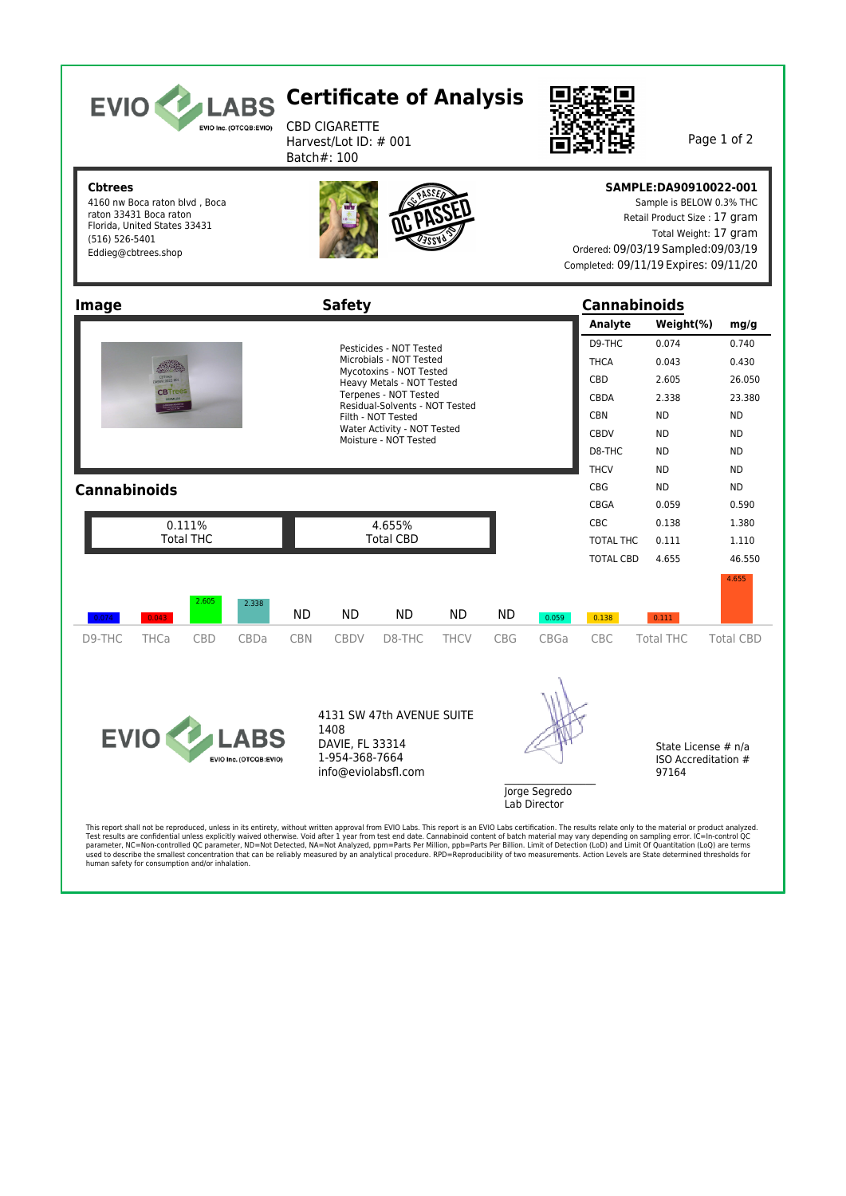# EVIO LABS

EVIO Inc. (OTCQB:EVIO)

## Certificate of Analysis

CBD CIGARETTE
Harvest/Lot ID: # 001
Batch#: 100

**Cbtrees**
4160 nw Boca raton blvd , Boca raton 33431 Boca raton Florida, United States 33431
(516) 526-5401
Eddieg@cbtrees.shop

QC PASSED

**SAMPLE:DA90910022-001**
Sample is BELOW 0.3% THC
Retail Product Size : 17 gram
Total Weight: 17 gram
Ordered: 09/03/19 Sampled:09/03/19
Completed: 09/11/19 Expires: 09/11/20

## Image

## Safety

Pesticides - NOT Tested
Microbials - NOT Tested
Mycotoxins - NOT Tested
Heavy Metals - NOT Tested
Terpenes - NOT Tested
Residual-Solvents - NOT Tested
Filth - NOT Tested
Water Activity - NOT Tested
Moisture - NOT Tested

## Cannabinoids

| Analyte | Weight(%) | mg/g |
|---|---|---|
| D9-THC | 0.074 | 0.740 |
| THCA | 0.043 | 0.430 |
| CBD | 2.605 | 26.050 |
| CBDA | 2.338 | 23.380 |
| CBN | ND | ND |
| CBDV | ND | ND |
| D8-THC | ND | ND |
| THCV | ND | ND |
| CBG | ND | ND |
| CBGA | 0.059 | 0.590 |
| CBC | 0.138 | 1.380 |
| TOTAL THC | 0.111 | 1.110 |
| TOTAL CBD | 4.655 | 46.550 |

## Cannabinoids

| 0.111% Total THC | 4.655% Total CBD |
|---|---|

| D9-THC | THCa | CBD | CBDa | CBN | CBDV | D8-THC | THCV | CBG | CBGa | CBC | Total THC | Total CBD |
|---|---|---|---|---|---|---|---|---|---|---|---|---|
| 0.074 | 0.043 | 2.605 | 2.338 | ND | ND | ND | ND | ND | 0.059 | 0.138 | 0.111 | 4.655 |

EVIO LABS
EVIO Inc. (OTCQB:EVIO)

4131 SW 47th AVENUE SUITE 1408
DAVIE, FL 33314
1-954-368-7664
info@eviolabsfl.com

Jorge Segredo
Lab Director

State License # n/a
ISO Accreditation # 97164

This report shall not be reproduced, unless in its entirety, without written approval from EVIO Labs. This report is an EVIO Labs certification. The results relate only to the material or product analyzed. Test results are confidential unless explicitly waived otherwise. Void after 1 year from test end date. Cannabinoid content of batch material may vary depending on sampling error. IC=In-control QC parameter, NC=Non-controlled QC parameter, ND=Not Detected, NA=Not Analyzed, ppm=Parts Per Million, ppb=Parts Per Billion. Limit of Detection (LoD) and Limit Of Quantitation (LoQ) are terms used to describe the smallest concentration that can be reliably measured by an analytical procedure. RPD=Reproducibility of two measurements. Action Levels are State determined thresholds for human safety for consumption and/or inhalation.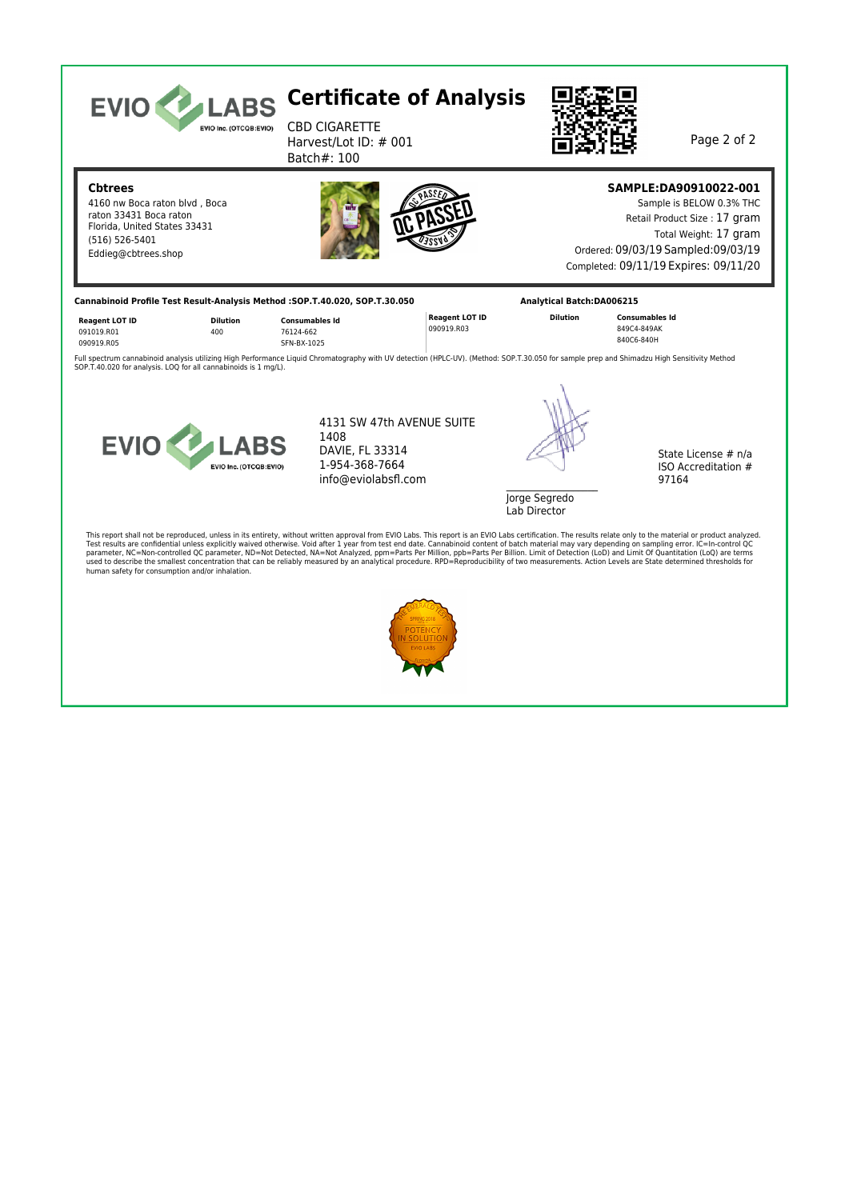# Certificate of Analysis

CBD CIGARETTE
Harvest/Lot ID: # 001
Batch#: 100

**Cbtrees**
4160 nw Boca raton blvd , Boca raton 33431 Boca raton Florida, United States 33431
(516) 526-5401
Eddieg@cbtrees.shop

**SAMPLE:DA90910022-001**
Sample is BELOW 0.3% THC
Retail Product Size : 17 gram
Total Weight: 17 gram
Ordered: 09/03/19 Sampled:09/03/19
Completed: 09/11/19 Expires: 09/11/20

**Cannabinoid Profile Test Result-Analysis Method :SOP.T.40.020, SOP.T.30.050**

| Reagent LOT ID | Dilution | Consumables Id |
|---|---|---|
| 091019.R01<br>090919.R05 | 400 | 76124-662<br>SFN-BX-1025 |

**Analytical Batch:DA006215**

| Reagent LOT ID | Dilution | Consumables Id |
|---|---|---|
| 090919.R03 | | 849C4-849AK<br>840C6-840H |

Full spectrum cannabinoid analysis utilizing High Performance Liquid Chromatography with UV detection (HPLC-UV). (Method: SOP.T.30.050 for sample prep and Shimadzu High Sensitivity Method SOP.T.40.020 for analysis. LOQ for all cannabinoids is 1 mg/L).

4131 SW 47th AVENUE SUITE 1408
DAVIE, FL 33314
1-954-368-7664
info@eviolabsfl.com

Jorge Segredo
Lab Director

State License # n/a
ISO Accreditation # 97164

This report shall not be reproduced, unless in its entirety, without written approval from EVIO Labs. This report is an EVIO Labs certification. The results relate only to the material or product analyzed. Test results are confidential unless explicitly waived otherwise. Void after 1 year from test end date. Cannabinoid content of batch material may vary depending on sampling error. IC=In-control QC parameter, NC=Non-controlled QC parameter, ND=Not Detected, NA=Not Analyzed, ppm=Parts Per Million, ppb=Parts Per Billion. Limit of Detection (LoD) and Limit Of Quantitation (LoQ) are terms used to describe the smallest concentration that can be reliably measured by an analytical procedure. RPD=Reproducibility of two measurements. Action Levels are State determined thresholds for human safety for consumption and/or inhalation.